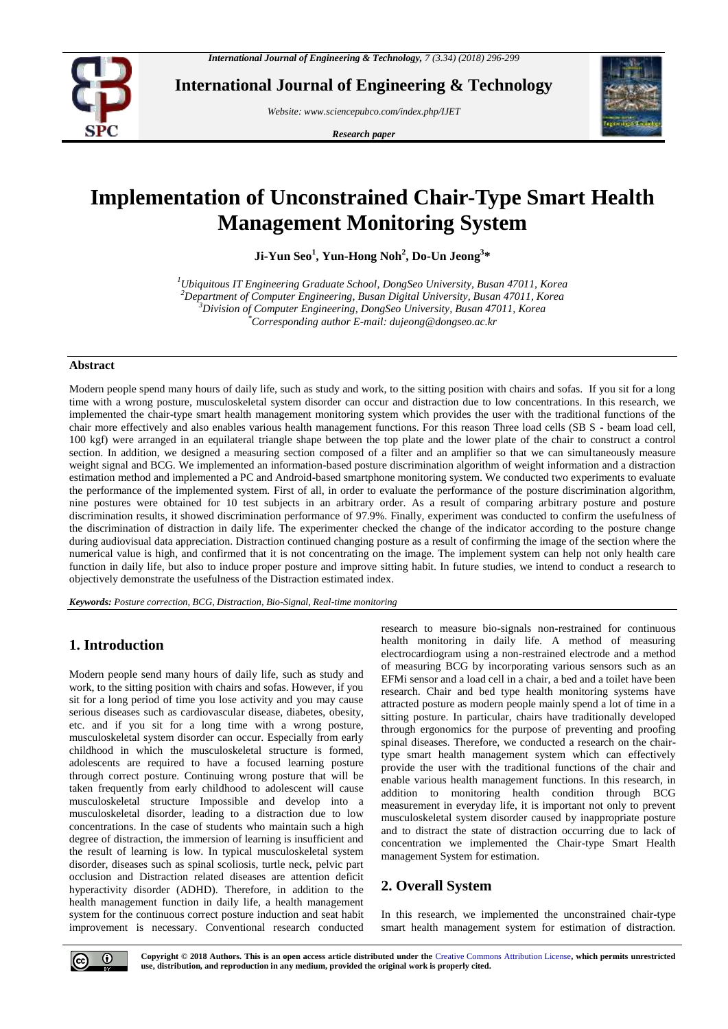# Implementation of Unconstrained Chair-Type Smart Health Management Monitoring System

**Ji-Yun Seo[1], Yun-Hong Noh[2], Do-Un Jeong[3]***

*[1]Ubiquitous IT Engineering Graduate School, DongSeo University, Busan 47011, Korea*
*[2]Department of Computer Engineering, Busan Digital University, Busan 47011, Korea*
*[3]Division of Computer Engineering, DongSeo University, Busan 47011, Korea*
*[*]Corresponding author E-mail: dujeong@dongseo.ac.kr*

## Abstract

Modern people spend many hours of daily life, such as study and work, to the sitting position with chairs and sofas. If you sit for a long time with a wrong posture, musculoskeletal system disorder can occur and distraction due to low concentrations. In this research, we implemented the chair-type smart health management monitoring system which provides the user with the traditional functions of the chair more effectively and also enables various health management functions. For this reason Three load cells (SB S - beam load cell, 100 kgf) were arranged in an equilateral triangle shape between the top plate and the lower plate of the chair to construct a control section. In addition, we designed a measuring section composed of a filter and an amplifier so that we can simultaneously measure weight signal and BCG. We implemented an information-based posture discrimination algorithm of weight information and a distraction estimation method and implemented a PC and Android-based smartphone monitoring system. We conducted two experiments to evaluate the performance of the implemented system. First of all, in order to evaluate the performance of the posture discrimination algorithm, nine postures were obtained for 10 test subjects in an arbitrary order. As a result of comparing arbitrary posture and posture discrimination results, it showed discrimination performance of 97.9%. Finally, experiment was conducted to confirm the usefulness of the discrimination of distraction in daily life. The experimenter checked the change of the indicator according to the posture change during audiovisual data appreciation. Distraction continued changing posture as a result of confirming the image of the section where the numerical value is high, and confirmed that it is not concentrating on the image. The implement system can help not only health care function in daily life, but also to induce proper posture and improve sitting habit. In future studies, we intend to conduct a research to objectively demonstrate the usefulness of the Distraction estimated index.

***Keywords:*** *Posture correction, BCG, Distraction, Bio-Signal, Real-time monitoring*

## 1. Introduction

Modern people send many hours of daily life, such as study and work, to the sitting position with chairs and sofas. However, if you sit for a long period of time you lose activity and you may cause serious diseases such as cardiovascular disease, diabetes, obesity, etc. and if you sit for a long time with a wrong posture, musculoskeletal system disorder can occur. Especially from early childhood in which the musculoskeletal structure is formed, adolescents are required to have a focused learning posture through correct posture. Continuing wrong posture that will be taken frequently from early childhood to adolescent will cause musculoskeletal structure Impossible and develop into a musculoskeletal disorder, leading to a distraction due to low concentrations. In the case of students who maintain such a high degree of distraction, the immersion of learning is insufficient and the result of learning is low. In typical musculoskeletal system disorder, diseases such as spinal scoliosis, turtle neck, pelvic part occlusion and Distraction related diseases are attention deficit hyperactivity disorder (ADHD). Therefore, in addition to the health management function in daily life, a health management system for the continuous correct posture induction and seat habit improvement is necessary. Conventional research conducted research to measure bio-signals non-restrained for continuous health monitoring in daily life. A method of measuring electrocardiogram using a non-restrained electrode and a method of measuring BCG by incorporating various sensors such as an EFMi sensor and a load cell in a chair, a bed and a toilet have been research. Chair and bed type health monitoring systems have attracted posture as modern people mainly spend a lot of time in a sitting posture. In particular, chairs have traditionally developed through ergonomics for the purpose of preventing and proofing spinal diseases. Therefore, we conducted a research on the chair-type smart health management system which can effectively provide the user with the traditional functions of the chair and enable various health management functions. In this research, in addition to monitoring health condition through BCG measurement in everyday life, it is important not only to prevent musculoskeletal system disorder caused by inappropriate posture and to distract the state of distraction occurring due to lack of concentration we implemented the Chair-type Smart Health management System for estimation.

## 2. Overall System

In this research, we implemented the unconstrained chair-type smart health management system for estimation of distraction.

**Copyright © 2018 Authors. This is an open access article distributed under the Creative Commons Attribution License, which permits unrestricted use, distribution, and reproduction in any medium, provided the original work is properly cited.**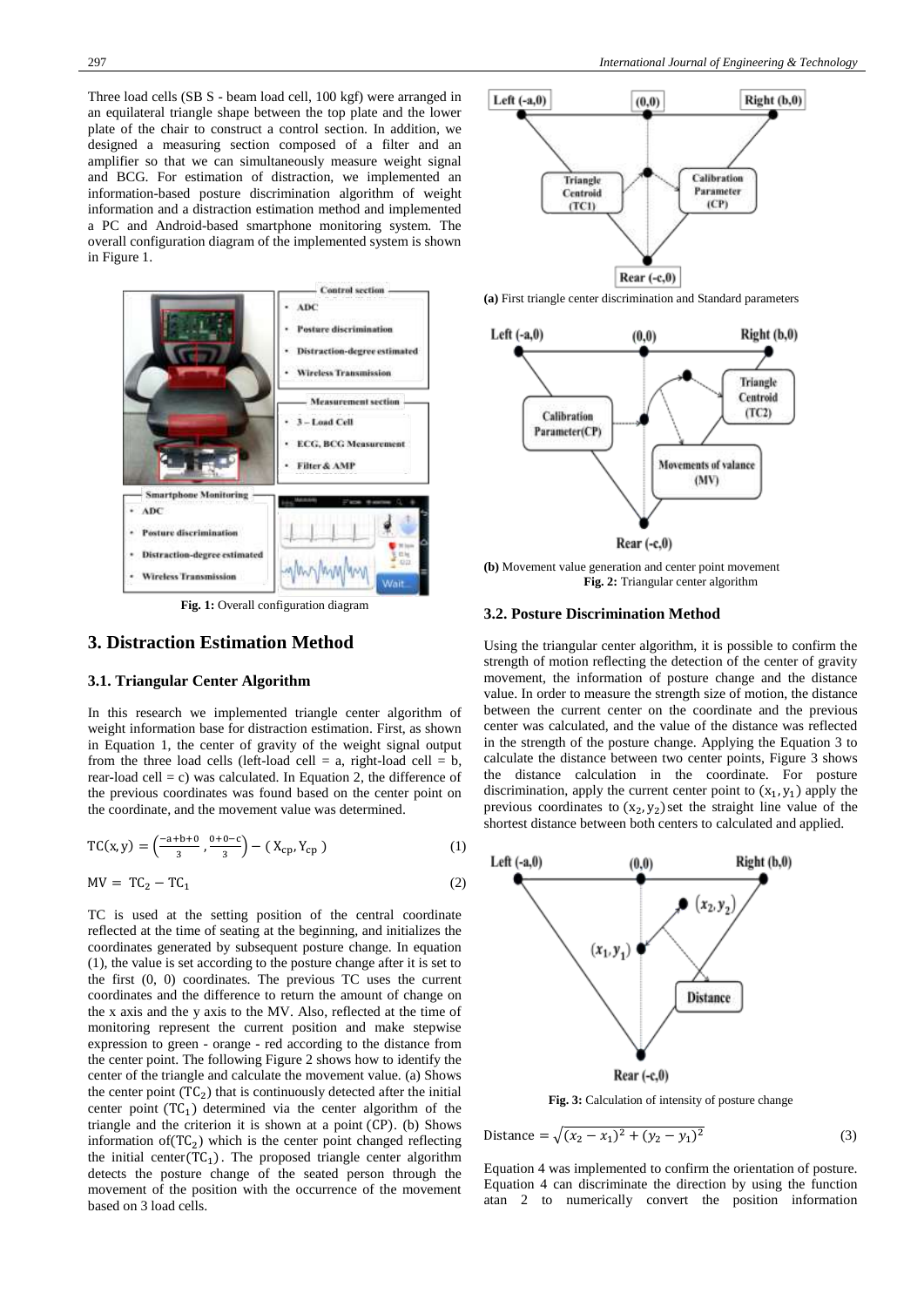Three load cells (SB S - beam load cell, 100 kgf) were arranged in an equilateral triangle shape between the top plate and the lower plate of the chair to construct a control section. In addition, we designed a measuring section composed of a filter and an amplifier so that we can simultaneously measure weight signal and BCG. For estimation of distraction, we implemented an information-based posture discrimination algorithm of weight information and a distraction estimation method and implemented a PC and Android-based smartphone monitoring system. The overall configuration diagram of the implemented system is shown in Figure 1.

**Fig. 1:** Overall configuration diagram

## 3. Distraction Estimation Method

### 3.1. Triangular Center Algorithm

In this research we implemented triangle center algorithm of weight information base for distraction estimation. First, as shown in Equation 1, the center of gravity of the weight signal output from the three load cells (left-load cell = a, right-load cell = b, rear-load cell = c) was calculated. In Equation 2, the difference of the previous coordinates was found based on the center point on the coordinate, and the movement value was determined.

$$\mathrm{TC}(x, y) = \left(\frac{-a+b+0}{3}, \frac{0+0-c}{3}\right) - (X_{cp}, Y_{cp}) \tag{1}$$

$$\mathrm{MV} = \mathrm{TC}_2 - \mathrm{TC}_1 \tag{2}$$

TC is used at the setting position of the central coordinate reflected at the time of seating at the beginning, and initializes the coordinates generated by subsequent posture change. In equation (1), the value is set according to the posture change after it is set to the first (0, 0) coordinates. The previous TC uses the current coordinates and the difference to return the amount of change on the x axis and the y axis to the MV. Also, reflected at the time of monitoring represent the current position and make stepwise expression to green - orange - red according to the distance from the center point. The following Figure 2 shows how to identify the center of the triangle and calculate the movement value. (a) Shows the center point ($\mathrm{TC}_2$) that is continuously detected after the initial center point ($\mathrm{TC}_1$) determined via the center algorithm of the triangle and the criterion it is shown at a point (CP). (b) Shows information of($\mathrm{TC}_2$) which is the center point changed reflecting the initial center($\mathrm{TC}_1$). The proposed triangle center algorithm detects the posture change of the seated person through the movement of the position with the occurrence of the movement based on 3 load cells.

**(a)** First triangle center discrimination and Standard parameters

**(b)** Movement value generation and center point movement

**Fig. 2:** Triangular center algorithm

### 3.2. Posture Discrimination Method

Using the triangular center algorithm, it is possible to confirm the strength of motion reflecting the detection of the center of gravity movement, the information of posture change and the distance value. In order to measure the strength size of motion, the distance between the current center on the coordinate and the previous center was calculated, and the value of the distance was reflected in the strength of the posture change. Applying the Equation 3 to calculate the distance between two center points, Figure 3 shows the distance calculation in the coordinate. For posture discrimination, apply the current center point to $(x_1, y_1)$ apply the previous coordinates to $(x_2, y_2)$ set the straight line value of the shortest distance between both centers to calculated and applied.

**Fig. 3:** Calculation of intensity of posture change

$$\text{Distance} = \sqrt{(x_2 - x_1)^2 + (y_2 - y_1)^2} \tag{3}$$

Equation 4 was implemented to confirm the orientation of posture. Equation 4 can discriminate the direction by using the function atan 2 to numerically convert the position information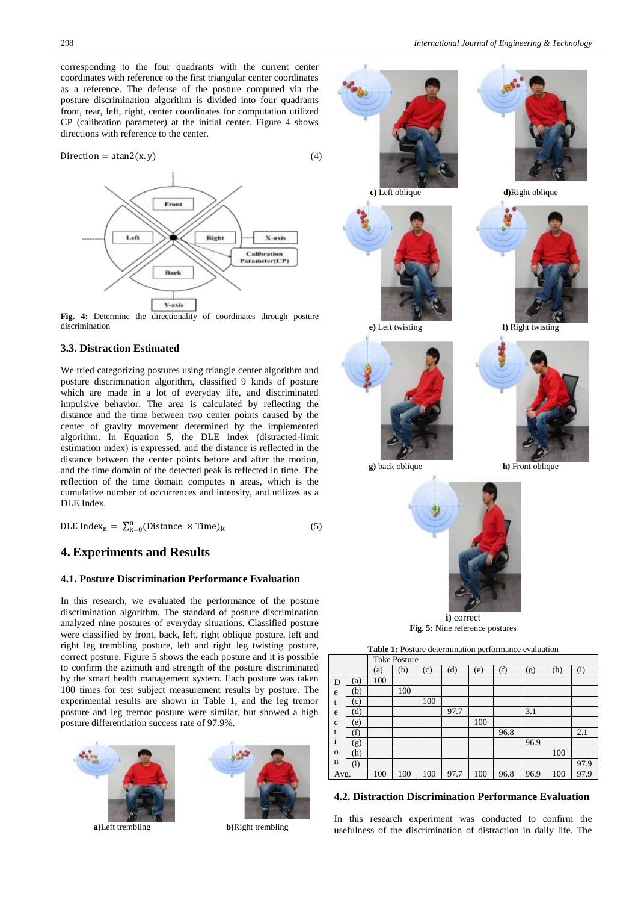corresponding to the four quadrants with the current center coordinates with reference to the first triangular center coordinates as a reference. The defense of the posture computed via the posture discrimination algorithm is divided into four quadrants front, rear, left, right, center coordinates for computation utilized CP (calibration parameter) at the initial center. Figure 4 shows directions with reference to the center.

$$\text{Direction} = \text{atan2}(x.y) \tag{4}$$

**Fig. 4:** Determine the directionality of coordinates through posture discrimination

### 3.3. Distraction Estimated

We tried categorizing postures using triangle center algorithm and posture discrimination algorithm, classified 9 kinds of posture which are made in a lot of everyday life, and discriminated impulsive behavior. The area is calculated by reflecting the distance and the time between two center points caused by the center of gravity movement determined by the implemented algorithm. In Equation 5, the DLE index (distracted-limit estimation index) is expressed, and the distance is reflected in the distance between the center points before and after the motion, and the time domain of the detected peak is reflected in time. The reflection of the time domain computes n areas, which is the cumulative number of occurrences and intensity, and utilizes as a DLE Index.

$$\text{DLE Index}_n = \sum_{k=0}^{n}(\text{Distance} \times \text{Time})_k \tag{5}$$

## 4. Experiments and Results

### 4.1. Posture Discrimination Performance Evaluation

In this research, we evaluated the performance of the posture discrimination algorithm. The standard of posture discrimination analyzed nine postures of everyday situations. Classified posture were classified by front, back, left, right oblique posture, left and right leg trembling posture, left and right leg twisting posture, correct posture. Figure 5 shows the each posture and it is possible to confirm the azimuth and strength of the posture discriminated by the smart health management system. Each posture was taken 100 times for test subject measurement results by posture. The experimental results are shown in Table 1, and the leg tremor posture and leg tremor posture were similar, but showed a high posture differentiation success rate of 97.9%.

**a)** Left trembling

**b)** Right trembling

**c)** Left oblique

**d)** Right oblique

**e)** Left twisting

**f)** Right twisting

**g)** back oblique

**h)** Front oblique

**i)** correct

**Fig. 5:** Nine reference postures

**Table 1:** Posture determination performance evaluation

| | | Take Posture | | | | | | | | |
|---|---|---|---|---|---|---|---|---|---|---|
| | | (a) | (b) | (c) | (d) | (e) | (f) | (g) | (h) | (i) |
| Detection | (a) | 100 | | | | | | | | |
| | (b) | | 100 | | | | | | | |
| | (c) | | | 100 | | | | | | |
| | (d) | | | | 97.7 | | | 3.1 | | |
| | (e) | | | | | 100 | | | | |
| | (f) | | | | | | 96.8 | | | 2.1 |
| | (g) | | | | | | | 96.9 | | |
| | (h) | | | | | | | | 100 | |
| | (i) | | | | | | | | | 97.9 |
| Avg. | | 100 | 100 | 100 | 97.7 | 100 | 96.8 | 96.9 | 100 | 97.9 |

### 4.2. Distraction Discrimination Performance Evaluation

In this research experiment was conducted to confirm the usefulness of the discrimination of distraction in daily life. The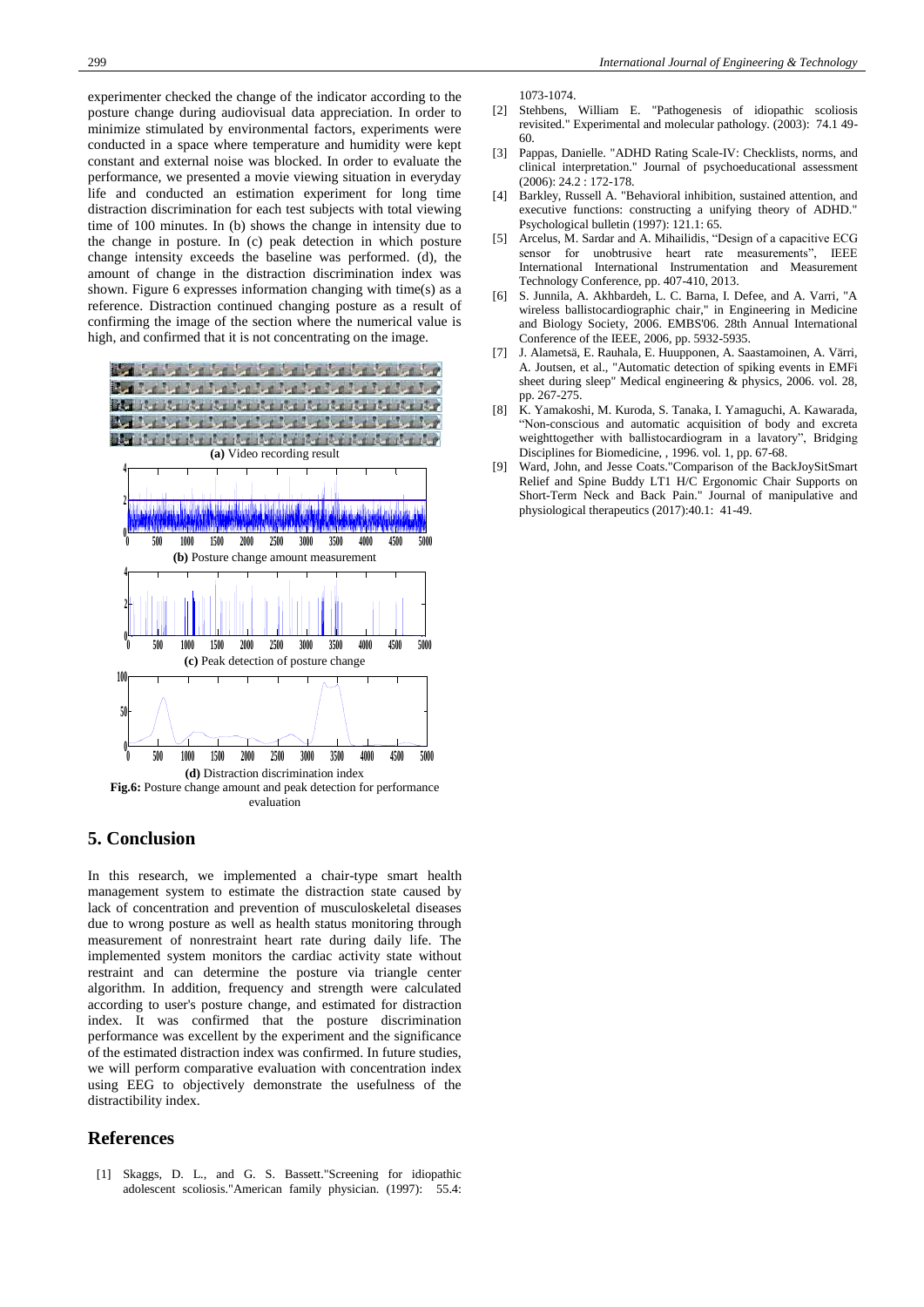experimenter checked the change of the indicator according to the posture change during audiovisual data appreciation. In order to minimize stimulated by environmental factors, experiments were conducted in a space where temperature and humidity were kept constant and external noise was blocked. In order to evaluate the performance, we presented a movie viewing situation in everyday life and conducted an estimation experiment for long time distraction discrimination for each test subjects with total viewing time of 100 minutes. In (b) shows the change in intensity due to the change in posture. In (c) peak detection in which posture change intensity exceeds the baseline was performed. (d), the amount of change in the distraction discrimination index was shown. Figure 6 expresses information changing with time(s) as a reference. Distraction continued changing posture as a result of confirming the image of the section where the numerical value is high, and confirmed that it is not concentrating on the image.

**(a)** Video recording result

4
2
0
0 500 1000 1500 2000 2500 3000 3500 4000 4500 5000

**(b)** Posture change amount measurement

4
2
0
0 500 1000 1500 2000 2500 3000 3500 4000 4500 5000

**(c)** Peak detection of posture change

100
50
0
0 500 1000 1500 2000 2500 3000 3500 4000 4500 5000

**(d)** Distraction discrimination index

**Fig.6:** Posture change amount and peak detection for performance evaluation

## 5. Conclusion

In this research, we implemented a chair-type smart health management system to estimate the distraction state caused by lack of concentration and prevention of musculoskeletal diseases due to wrong posture as well as health status monitoring through measurement of nonrestraint heart rate during daily life. The implemented system monitors the cardiac activity state without restraint and can determine the posture via triangle center algorithm. In addition, frequency and strength were calculated according to user's posture change, and estimated for distraction index. It was confirmed that the posture discrimination performance was excellent by the experiment and the significance of the estimated distraction index was confirmed. In future studies, we will perform comparative evaluation with concentration index using EEG to objectively demonstrate the usefulness of the distractibility index.

## References

[1] Skaggs, D. L., and G. S. Bassett."Screening for idiopathic adolescent scoliosis."American family physician. (1997): 55.4: 1073-1074.

[2] Stehbens, William E. "Pathogenesis of idiopathic scoliosis revisited." Experimental and molecular pathology. (2003): 74.1 49-60.

[3] Pappas, Danielle. "ADHD Rating Scale-IV: Checklists, norms, and clinical interpretation." Journal of psychoeducational assessment (2006): 24.2 : 172-178.

[4] Barkley, Russell A. "Behavioral inhibition, sustained attention, and executive functions: constructing a unifying theory of ADHD." Psychological bulletin (1997): 121.1: 65.

[5] Arcelus, M. Sardar and A. Mihailidis, "Design of a capacitive ECG sensor for unobtrusive heart rate measurements", IEEE International International Instrumentation and Measurement Technology Conference, pp. 407-410, 2013.

[6] S. Junnila, A. Akhbardeh, L. C. Barna, I. Defee, and A. Varri, "A wireless ballistocardiographic chair," in Engineering in Medicine and Biology Society, 2006. EMBS'06. 28th Annual International Conference of the IEEE, 2006, pp. 5932-5935.

[7] J. Alametsä, E. Rauhala, E. Huupponen, A. Saastamoinen, A. Värri, A. Joutsen, et al., "Automatic detection of spiking events in EMFi sheet during sleep" Medical engineering & physics, 2006. vol. 28, pp. 267-275.

[8] K. Yamakoshi, M. Kuroda, S. Tanaka, I. Yamaguchi, A. Kawarada, "Non-conscious and automatic acquisition of body and excreta weighttogether with ballistocardiogram in a lavatory", Bridging Disciplines for Biomedicine, , 1996. vol. 1, pp. 67-68.

[9] Ward, John, and Jesse Coats."Comparison of the BackJoySitSmart Relief and Spine Buddy LT1 H/C Ergonomic Chair Supports on Short-Term Neck and Back Pain." Journal of manipulative and physiological therapeutics (2017):40.1: 41-49.